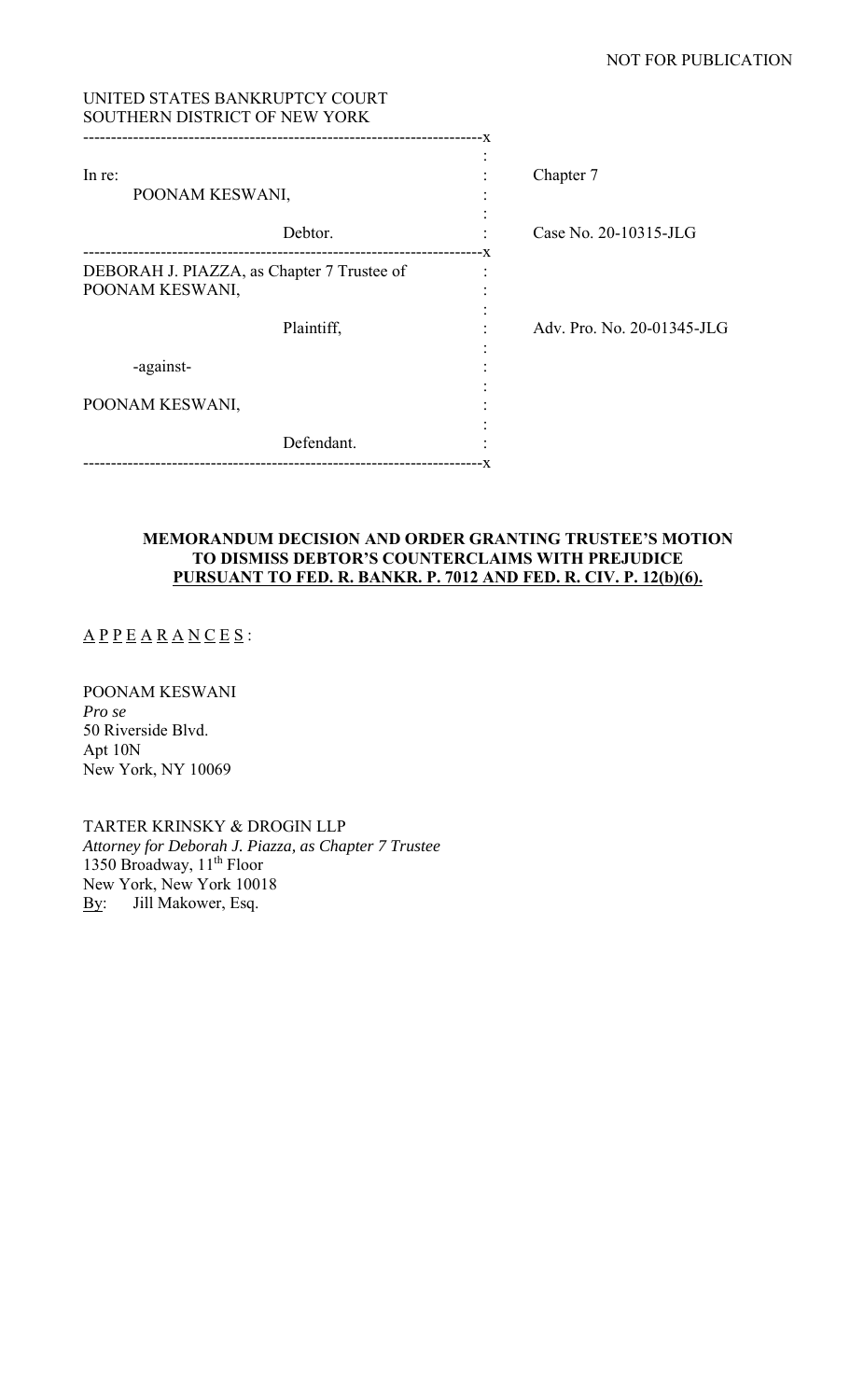NOT FOR PUBLICATION

UNITED STATES BANKRUPTCY COURT
SOUTHERN DISTRICT OF NEW YORK

| | | |
|---|---|---|
| In re: POONAM KESWANI, Debtor. | : | Chapter 7<br>Case No. 20-10315-JLG |
| DEBORAH J. PIAZZA, as Chapter 7 Trustee of POONAM KESWANI, Plaintiff,<br>-against-<br>POONAM KESWANI, Defendant. | : | Adv. Pro. No. 20-01345-JLG |

**MEMORANDUM DECISION AND ORDER GRANTING TRUSTEE'S MOTION TO DISMISS DEBTOR'S COUNTERCLAIMS WITH PREJUDICE PURSUANT TO FED. R. BANKR. P. 7012 AND FED. R. CIV. P. 12(b)(6).**

A P P E A R A N C E S :

POONAM KESWANI
*Pro se*
50 Riverside Blvd.
Apt 10N
New York, NY 10069

TARTER KRINSKY & DROGIN LLP
*Attorney for Deborah J. Piazza, as Chapter 7 Trustee*
1350 Broadway, 11th Floor
New York, New York 10018
By: Jill Makower, Esq.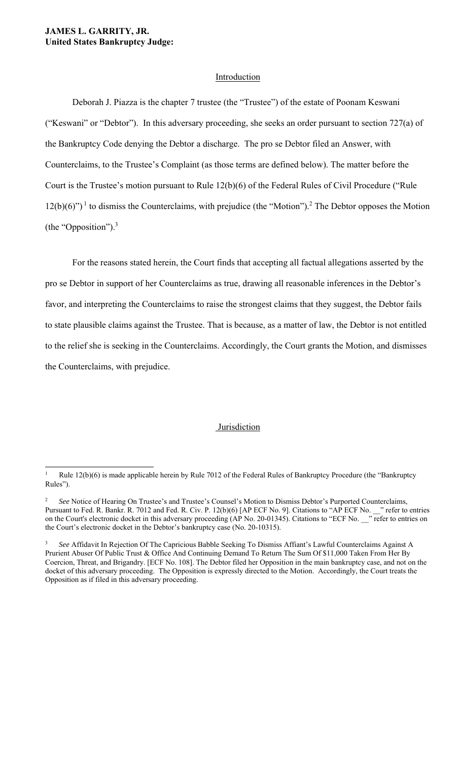**JAMES L. GARRITY, JR.**
**United States Bankruptcy Judge:**

## Introduction

Deborah J. Piazza is the chapter 7 trustee (the "Trustee") of the estate of Poonam Keswani ("Keswani" or "Debtor"). In this adversary proceeding, she seeks an order pursuant to section 727(a) of the Bankruptcy Code denying the Debtor a discharge. The pro se Debtor filed an Answer, with Counterclaims, to the Trustee's Complaint (as those terms are defined below). The matter before the Court is the Trustee's motion pursuant to Rule 12(b)(6) of the Federal Rules of Civil Procedure ("Rule 12(b)(6)")[1] to dismiss the Counterclaims, with prejudice (the "Motion").[2] The Debtor opposes the Motion (the "Opposition").[3]

For the reasons stated herein, the Court finds that accepting all factual allegations asserted by the pro se Debtor in support of her Counterclaims as true, drawing all reasonable inferences in the Debtor's favor, and interpreting the Counterclaims to raise the strongest claims that they suggest, the Debtor fails to state plausible claims against the Trustee. That is because, as a matter of law, the Debtor is not entitled to the relief she is seeking in the Counterclaims. Accordingly, the Court grants the Motion, and dismisses the Counterclaims, with prejudice.

## Jurisdiction

---

[1] Rule 12(b)(6) is made applicable herein by Rule 7012 of the Federal Rules of Bankruptcy Procedure (the "Bankruptcy Rules").

[2] *See* Notice of Hearing On Trustee's and Trustee's Counsel's Motion to Dismiss Debtor's Purported Counterclaims, Pursuant to Fed. R. Bankr. R. 7012 and Fed. R. Civ. P. 12(b)(6) [AP ECF No. 9]. Citations to "AP ECF No. __" refer to entries on the Court's electronic docket in this adversary proceeding (AP No. 20-01345). Citations to "ECF No. __" refer to entries on the Court's electronic docket in the Debtor's bankruptcy case (No. 20-10315).

[3] *See* Affidavit In Rejection Of The Capricious Babble Seeking To Dismiss Affiant's Lawful Counterclaims Against A Prurient Abuser Of Public Trust & Office And Continuing Demand To Return The Sum Of $11,000 Taken From Her By Coercion, Threat, and Brigandry. [ECF No. 108]. The Debtor filed her Opposition in the main bankruptcy case, and not on the docket of this adversary proceeding. The Opposition is expressly directed to the Motion. Accordingly, the Court treats the Opposition as if filed in this adversary proceeding.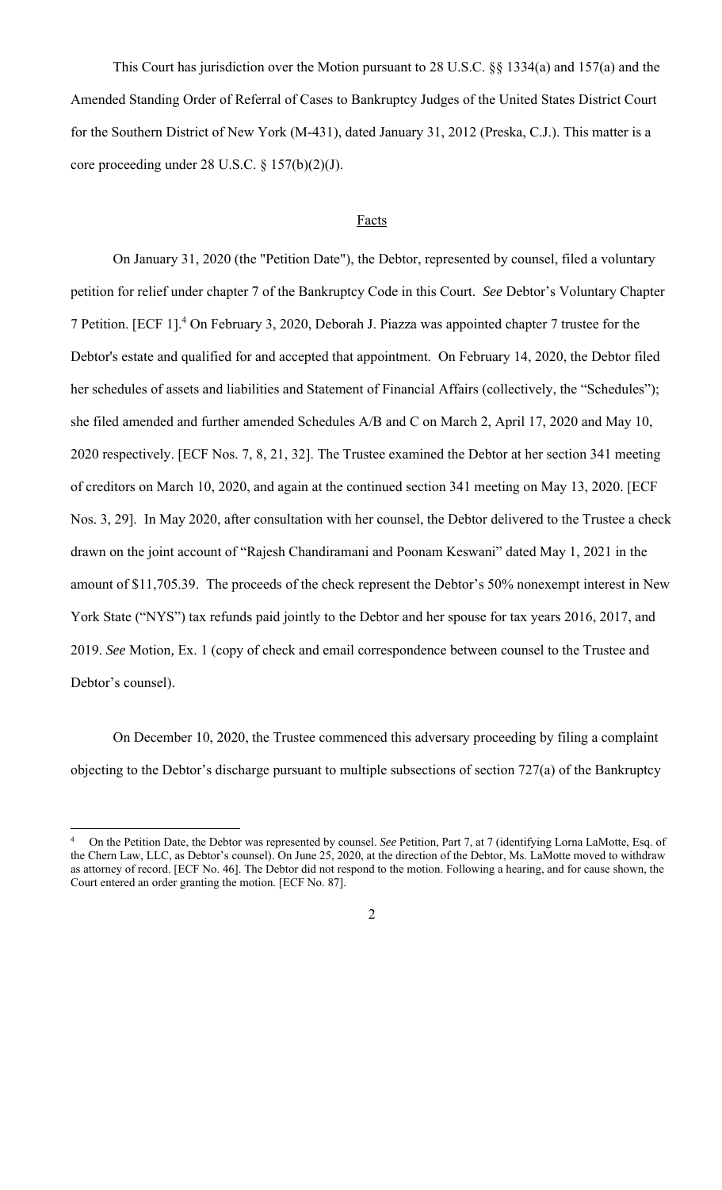This Court has jurisdiction over the Motion pursuant to 28 U.S.C. §§ 1334(a) and 157(a) and the Amended Standing Order of Referral of Cases to Bankruptcy Judges of the United States District Court for the Southern District of New York (M-431), dated January 31, 2012 (Preska, C.J.). This matter is a core proceeding under 28 U.S.C. § 157(b)(2)(J).

## Facts

On January 31, 2020 (the "Petition Date"), the Debtor, represented by counsel, filed a voluntary petition for relief under chapter 7 of the Bankruptcy Code in this Court. *See* Debtor's Voluntary Chapter 7 Petition. [ECF 1].[4] On February 3, 2020, Deborah J. Piazza was appointed chapter 7 trustee for the Debtor's estate and qualified for and accepted that appointment. On February 14, 2020, the Debtor filed her schedules of assets and liabilities and Statement of Financial Affairs (collectively, the "Schedules"); she filed amended and further amended Schedules A/B and C on March 2, April 17, 2020 and May 10, 2020 respectively. [ECF Nos. 7, 8, 21, 32]. The Trustee examined the Debtor at her section 341 meeting of creditors on March 10, 2020, and again at the continued section 341 meeting on May 13, 2020. [ECF Nos. 3, 29]. In May 2020, after consultation with her counsel, the Debtor delivered to the Trustee a check drawn on the joint account of "Rajesh Chandiramani and Poonam Keswani" dated May 1, 2021 in the amount of $11,705.39. The proceeds of the check represent the Debtor's 50% nonexempt interest in New York State ("NYS") tax refunds paid jointly to the Debtor and her spouse for tax years 2016, 2017, and 2019. *See* Motion, Ex. 1 (copy of check and email correspondence between counsel to the Trustee and Debtor's counsel).

On December 10, 2020, the Trustee commenced this adversary proceeding by filing a complaint objecting to the Debtor's discharge pursuant to multiple subsections of section 727(a) of the Bankruptcy

---

[4] On the Petition Date, the Debtor was represented by counsel. *See* Petition, Part 7, at 7 (identifying Lorna LaMotte, Esq. of the Chern Law, LLC, as Debtor's counsel). On June 25, 2020, at the direction of the Debtor, Ms. LaMotte moved to withdraw as attorney of record. [ECF No. 46]. The Debtor did not respond to the motion. Following a hearing, and for cause shown, the Court entered an order granting the motion. [ECF No. 87].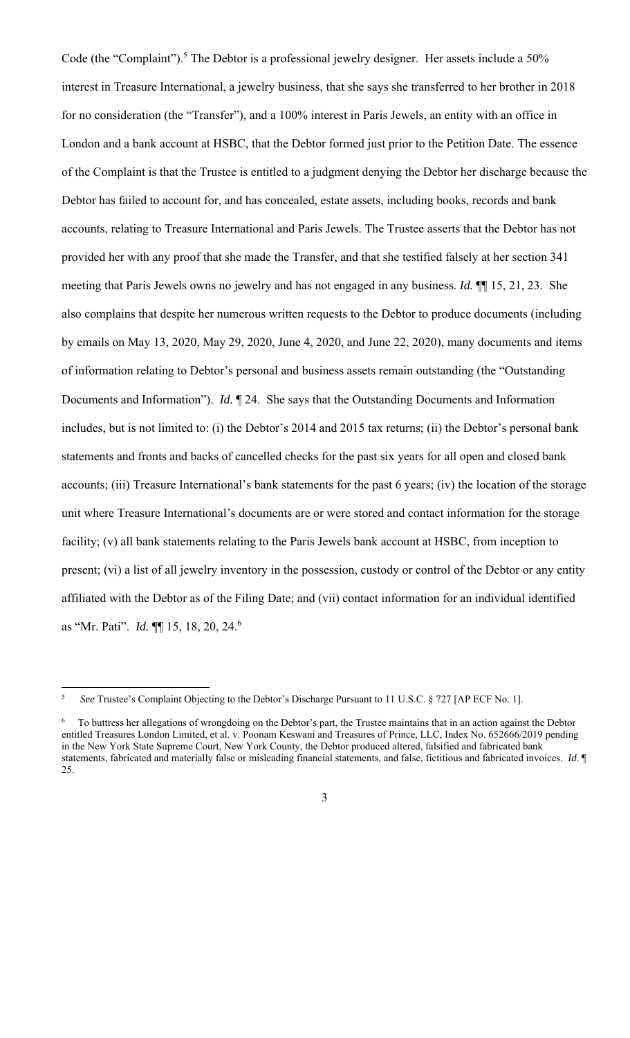Code (the "Complaint").[5] The Debtor is a professional jewelry designer. Her assets include a 50% interest in Treasure International, a jewelry business, that she says she transferred to her brother in 2018 for no consideration (the "Transfer"), and a 100% interest in Paris Jewels, an entity with an office in London and a bank account at HSBC, that the Debtor formed just prior to the Petition Date. The essence of the Complaint is that the Trustee is entitled to a judgment denying the Debtor her discharge because the Debtor has failed to account for, and has concealed, estate assets, including books, records and bank accounts, relating to Treasure International and Paris Jewels. The Trustee asserts that the Debtor has not provided her with any proof that she made the Transfer, and that she testified falsely at her section 341 meeting that Paris Jewels owns no jewelry and has not engaged in any business. *Id.* ¶¶ 15, 21, 23. She also complains that despite her numerous written requests to the Debtor to produce documents (including by emails on May 13, 2020, May 29, 2020, June 4, 2020, and June 22, 2020), many documents and items of information relating to Debtor's personal and business assets remain outstanding (the "Outstanding Documents and Information"). *Id.* ¶ 24. She says that the Outstanding Documents and Information includes, but is not limited to: (i) the Debtor's 2014 and 2015 tax returns; (ii) the Debtor's personal bank statements and fronts and backs of cancelled checks for the past six years for all open and closed bank accounts; (iii) Treasure International's bank statements for the past 6 years; (iv) the location of the storage unit where Treasure International's documents are or were stored and contact information for the storage facility; (v) all bank statements relating to the Paris Jewels bank account at HSBC, from inception to present; (vi) a list of all jewelry inventory in the possession, custody or control of the Debtor or any entity affiliated with the Debtor as of the Filing Date; and (vii) contact information for an individual identified as "Mr. Pati". *Id.* ¶¶ 15, 18, 20, 24.[6]

---

[5] *See* Trustee's Complaint Objecting to the Debtor's Discharge Pursuant to 11 U.S.C. § 727 [AP ECF No. 1].

[6] To buttress her allegations of wrongdoing on the Debtor's part, the Trustee maintains that in an action against the Debtor entitled Treasures London Limited, et al. v. Poonam Keswani and Treasures of Prince, LLC, Index No. 652666/2019 pending in the New York State Supreme Court, New York County, the Debtor produced altered, falsified and fabricated bank statements, fabricated and materially false or misleading financial statements, and false, fictitious and fabricated invoices. *Id*. ¶ 25.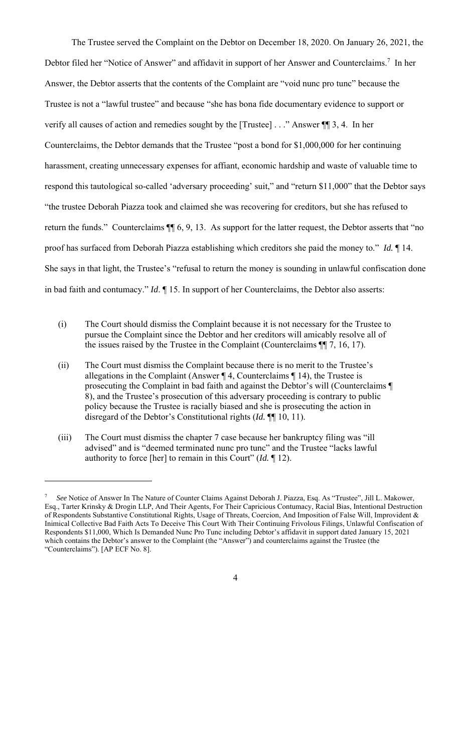The Trustee served the Complaint on the Debtor on December 18, 2020. On January 26, 2021, the Debtor filed her "Notice of Answer" and affidavit in support of her Answer and Counterclaims.[7] In her Answer, the Debtor asserts that the contents of the Complaint are "void nunc pro tunc" because the Trustee is not a "lawful trustee" and because "she has bona fide documentary evidence to support or verify all causes of action and remedies sought by the [Trustee] . . ." Answer ¶¶ 3, 4. In her Counterclaims, the Debtor demands that the Trustee "post a bond for $1,000,000 for her continuing harassment, creating unnecessary expenses for affiant, economic hardship and waste of valuable time to respond this tautological so-called 'adversary proceeding' suit," and "return $11,000" that the Debtor says "the trustee Deborah Piazza took and claimed she was recovering for creditors, but she has refused to return the funds." Counterclaims ¶¶ 6, 9, 13. As support for the latter request, the Debtor asserts that "no proof has surfaced from Deborah Piazza establishing which creditors she paid the money to." *Id.* ¶ 14. She says in that light, the Trustee's "refusal to return the money is sounding in unlawful confiscation done in bad faith and contumacy." *Id*. ¶ 15. In support of her Counterclaims, the Debtor also asserts:

(i) The Court should dismiss the Complaint because it is not necessary for the Trustee to pursue the Complaint since the Debtor and her creditors will amicably resolve all of the issues raised by the Trustee in the Complaint (Counterclaims ¶¶ 7, 16, 17).

(ii) The Court must dismiss the Complaint because there is no merit to the Trustee's allegations in the Complaint (Answer ¶ 4, Counterclaims ¶ 14), the Trustee is prosecuting the Complaint in bad faith and against the Debtor's will (Counterclaims ¶ 8), and the Trustee's prosecution of this adversary proceeding is contrary to public policy because the Trustee is racially biased and she is prosecuting the action in disregard of the Debtor's Constitutional rights (*Id.* ¶¶ 10, 11).

(iii) The Court must dismiss the chapter 7 case because her bankruptcy filing was "ill advised" and is "deemed terminated nunc pro tunc" and the Trustee "lacks lawful authority to force [her] to remain in this Court" (*Id.* ¶ 12).

---

[7] *See* Notice of Answer In The Nature of Counter Claims Against Deborah J. Piazza, Esq. As "Trustee", Jill L. Makower, Esq., Tarter Krinsky & Drogin LLP, And Their Agents, For Their Capricious Contumacy, Racial Bias, Intentional Destruction of Respondents Substantive Constitutional Rights, Usage of Threats, Coercion, And Imposition of False Will, Improvident & Inimical Collective Bad Faith Acts To Deceive This Court With Their Continuing Frivolous Filings, Unlawful Confiscation of Respondents $11,000, Which Is Demanded Nunc Pro Tunc including Debtor's affidavit in support dated January 15, 2021 which contains the Debtor's answer to the Complaint (the "Answer") and counterclaims against the Trustee (the "Counterclaims"). [AP ECF No. 8].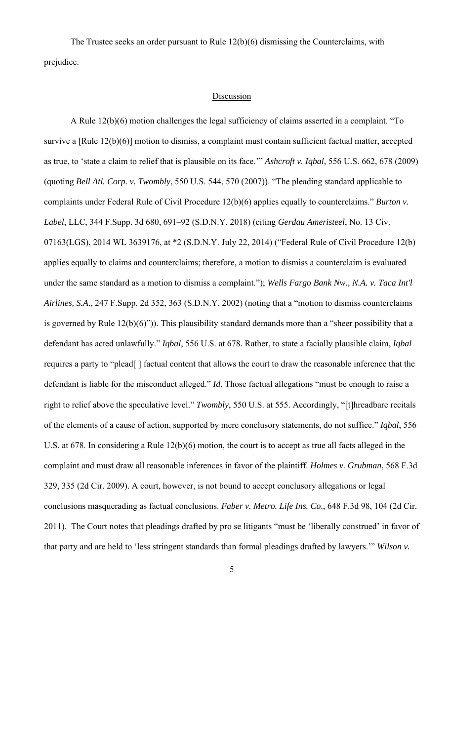The Trustee seeks an order pursuant to Rule 12(b)(6) dismissing the Counterclaims, with prejudice.

## Discussion

A Rule 12(b)(6) motion challenges the legal sufficiency of claims asserted in a complaint. "To survive a [Rule 12(b)(6)] motion to dismiss, a complaint must contain sufficient factual matter, accepted as true, to 'state a claim to relief that is plausible on its face.'" *Ashcroft v. Iqbal*, 556 U.S. 662, 678 (2009) (quoting *Bell Atl. Corp. v. Twombly*, 550 U.S. 544, 570 (2007)). "The pleading standard applicable to complaints under Federal Rule of Civil Procedure 12(b)(6) applies equally to counterclaims." *Burton v. Label*, LLC, 344 F.Supp. 3d 680, 691–92 (S.D.N.Y. 2018) (citing *Gerdau Ameristeel*, No. 13 Civ. 07163(LGS), 2014 WL 3639176, at *2 (S.D.N.Y. July 22, 2014) ("Federal Rule of Civil Procedure 12(b) applies equally to claims and counterclaims; therefore, a motion to dismiss a counterclaim is evaluated under the same standard as a motion to dismiss a complaint."); *Wells Fargo Bank Nw., N.A. v. Taca Int'l Airlines, S.A.*, 247 F.Supp. 2d 352, 363 (S.D.N.Y. 2002) (noting that a "motion to dismiss counterclaims is governed by Rule 12(b)(6)")). This plausibility standard demands more than a "sheer possibility that a defendant has acted unlawfully." *Iqbal*, 556 U.S. at 678. Rather, to state a facially plausible claim, *Iqbal* requires a party to "plead[ ] factual content that allows the court to draw the reasonable inference that the defendant is liable for the misconduct alleged." *Id*. Those factual allegations "must be enough to raise a right to relief above the speculative level." *Twombly*, 550 U.S. at 555. Accordingly, "[t]hreadbare recitals of the elements of a cause of action, supported by mere conclusory statements, do not suffice." *Iqbal*, 556 U.S. at 678. In considering a Rule 12(b)(6) motion, the court is to accept as true all facts alleged in the complaint and must draw all reasonable inferences in favor of the plaintiff. *Holmes v. Grubman*, 568 F.3d 329, 335 (2d Cir. 2009). A court, however, is not bound to accept conclusory allegations or legal conclusions masquerading as factual conclusions. *Faber v. Metro. Life Ins. Co*., 648 F.3d 98, 104 (2d Cir. 2011). The Court notes that pleadings drafted by pro se litigants "must be 'liberally construed' in favor of that party and are held to 'less stringent standards than formal pleadings drafted by lawyers.'" *Wilson v.*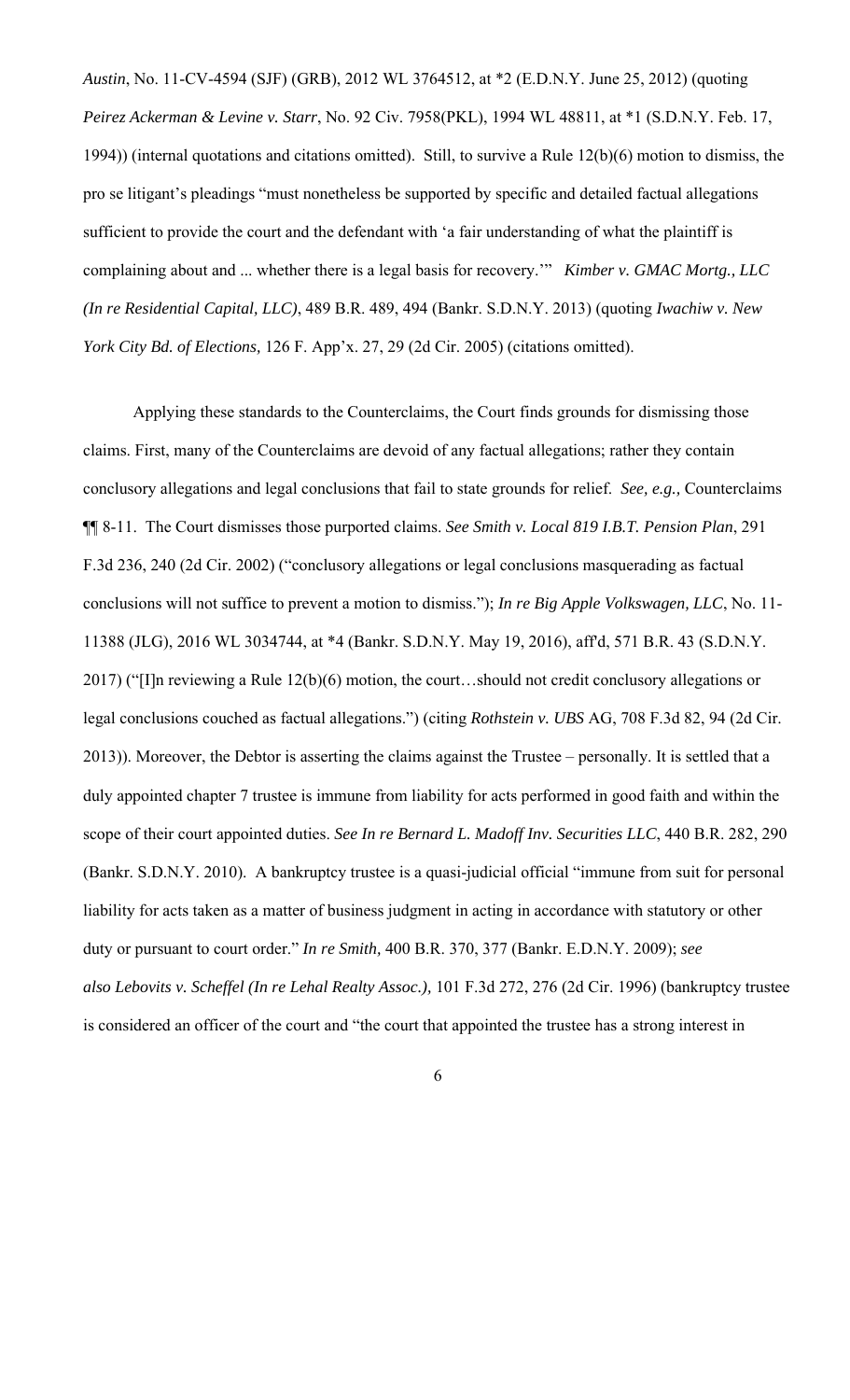*Austin*, No. 11-CV-4594 (SJF) (GRB), 2012 WL 3764512, at *2 (E.D.N.Y. June 25, 2012) (quoting *Peirez Ackerman & Levine v. Starr*, No. 92 Civ. 7958(PKL), 1994 WL 48811, at *1 (S.D.N.Y. Feb. 17, 1994)) (internal quotations and citations omitted). Still, to survive a Rule 12(b)(6) motion to dismiss, the pro se litigant's pleadings "must nonetheless be supported by specific and detailed factual allegations sufficient to provide the court and the defendant with 'a fair understanding of what the plaintiff is complaining about and ... whether there is a legal basis for recovery.'" *Kimber v. GMAC Mortg., LLC (In re Residential Capital, LLC)*, 489 B.R. 489, 494 (Bankr. S.D.N.Y. 2013) (quoting *Iwachiw v. New York City Bd. of Elections,* 126 F. App'x. 27, 29 (2d Cir. 2005) (citations omitted).

Applying these standards to the Counterclaims, the Court finds grounds for dismissing those claims. First, many of the Counterclaims are devoid of any factual allegations; rather they contain conclusory allegations and legal conclusions that fail to state grounds for relief. *See, e.g.,* Counterclaims ¶¶ 8-11. The Court dismisses those purported claims. *See Smith v. Local 819 I.B.T. Pension Plan*, 291 F.3d 236, 240 (2d Cir. 2002) ("conclusory allegations or legal conclusions masquerading as factual conclusions will not suffice to prevent a motion to dismiss."); *In re Big Apple Volkswagen, LLC*, No. 11-11388 (JLG), 2016 WL 3034744, at *4 (Bankr. S.D.N.Y. May 19, 2016), aff'd, 571 B.R. 43 (S.D.N.Y. 2017) ("[I]n reviewing a Rule 12(b)(6) motion, the court…should not credit conclusory allegations or legal conclusions couched as factual allegations.") (citing *Rothstein v. UBS* AG, 708 F.3d 82, 94 (2d Cir. 2013)). Moreover, the Debtor is asserting the claims against the Trustee – personally. It is settled that a duly appointed chapter 7 trustee is immune from liability for acts performed in good faith and within the scope of their court appointed duties. *See In re Bernard L. Madoff Inv. Securities LLC*, 440 B.R. 282, 290 (Bankr. S.D.N.Y. 2010). A bankruptcy trustee is a quasi-judicial official "immune from suit for personal liability for acts taken as a matter of business judgment in acting in accordance with statutory or other duty or pursuant to court order." *In re Smith,* 400 B.R. 370, 377 (Bankr. E.D.N.Y. 2009); *see also Lebovits v. Scheffel (In re Lehal Realty Assoc.),* 101 F.3d 272, 276 (2d Cir. 1996) (bankruptcy trustee is considered an officer of the court and "the court that appointed the trustee has a strong interest in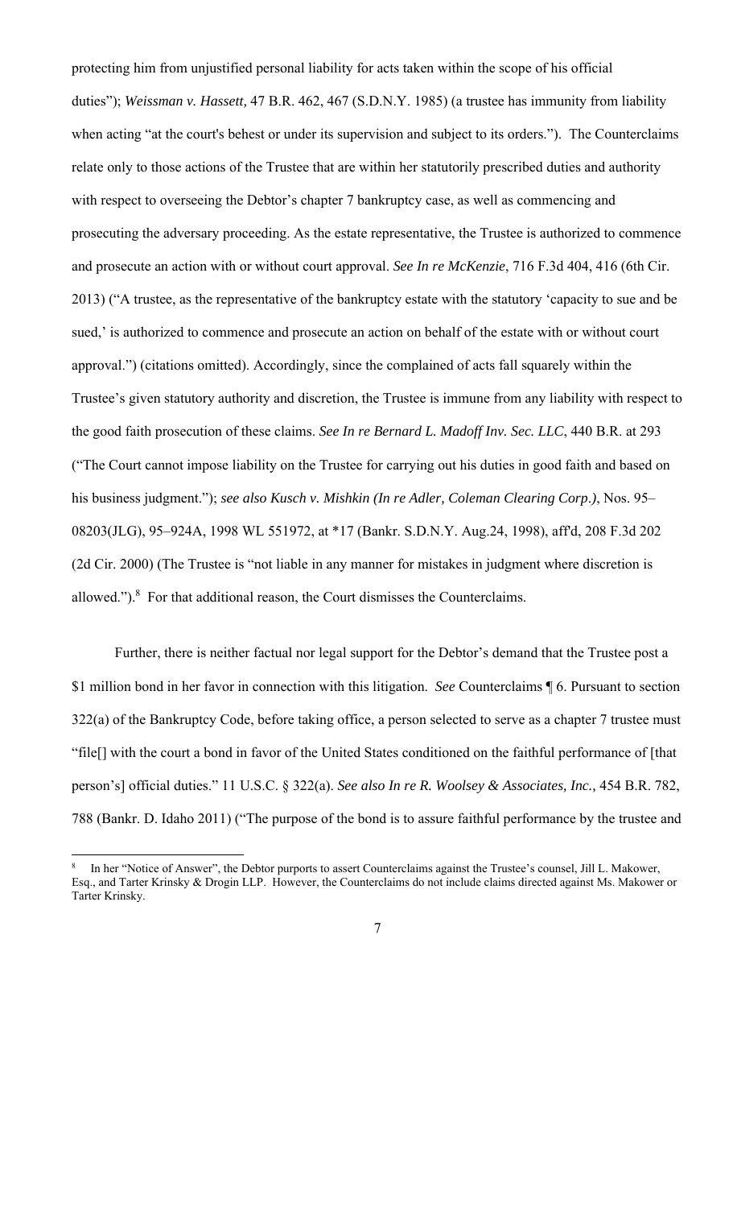protecting him from unjustified personal liability for acts taken within the scope of his official duties"); *Weissman v. Hassett,* 47 B.R. 462, 467 (S.D.N.Y. 1985) (a trustee has immunity from liability when acting "at the court's behest or under its supervision and subject to its orders."). The Counterclaims relate only to those actions of the Trustee that are within her statutorily prescribed duties and authority with respect to overseeing the Debtor's chapter 7 bankruptcy case, as well as commencing and prosecuting the adversary proceeding. As the estate representative, the Trustee is authorized to commence and prosecute an action with or without court approval. *See In re McKenzie*, 716 F.3d 404, 416 (6th Cir. 2013) ("A trustee, as the representative of the bankruptcy estate with the statutory 'capacity to sue and be sued,' is authorized to commence and prosecute an action on behalf of the estate with or without court approval.") (citations omitted). Accordingly, since the complained of acts fall squarely within the Trustee's given statutory authority and discretion, the Trustee is immune from any liability with respect to the good faith prosecution of these claims. *See In re Bernard L. Madoff Inv. Sec. LLC*, 440 B.R. at 293 ("The Court cannot impose liability on the Trustee for carrying out his duties in good faith and based on his business judgment."); *see also Kusch v. Mishkin (In re Adler, Coleman Clearing Corp.)*, Nos. 95–08203(JLG), 95–924A, 1998 WL 551972, at *17 (Bankr. S.D.N.Y. Aug.24, 1998), aff'd, 208 F.3d 202 (2d Cir. 2000) (The Trustee is "not liable in any manner for mistakes in judgment where discretion is allowed.").[8] For that additional reason, the Court dismisses the Counterclaims.

Further, there is neither factual nor legal support for the Debtor's demand that the Trustee post a $1 million bond in her favor in connection with this litigation. *See* Counterclaims ¶ 6. Pursuant to section 322(a) of the Bankruptcy Code, before taking office, a person selected to serve as a chapter 7 trustee must "file[] with the court a bond in favor of the United States conditioned on the faithful performance of [that person's] official duties." 11 U.S.C. § 322(a). *See also In re R. Woolsey & Associates, Inc.,* 454 B.R. 782, 788 (Bankr. D. Idaho 2011) ("The purpose of the bond is to assure faithful performance by the trustee and

---

[8] In her "Notice of Answer", the Debtor purports to assert Counterclaims against the Trustee's counsel, Jill L. Makower, Esq., and Tarter Krinsky & Drogin LLP. However, the Counterclaims do not include claims directed against Ms. Makower or Tarter Krinsky.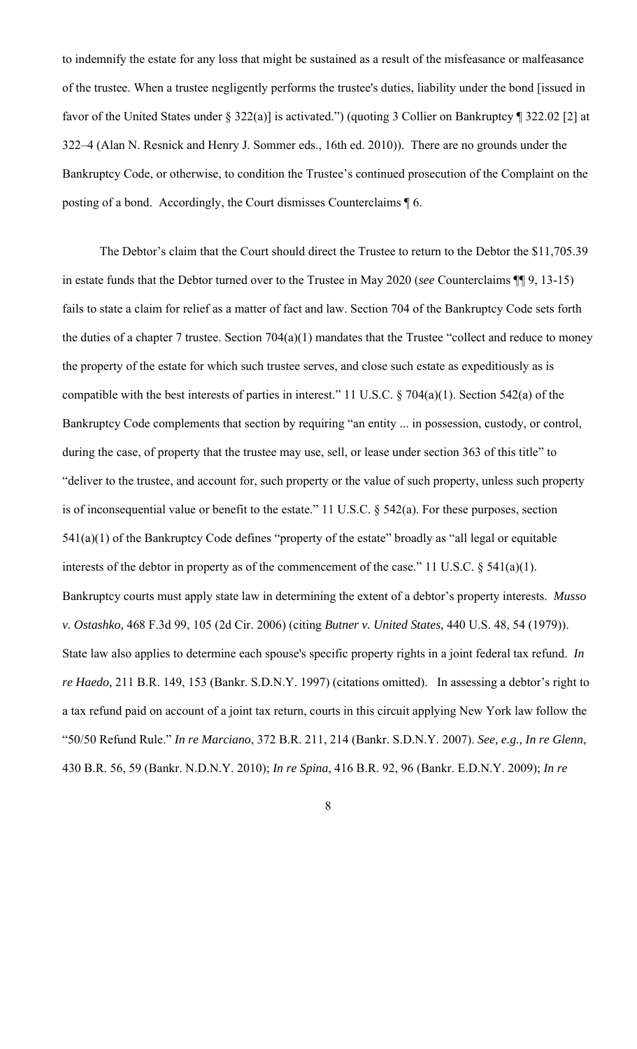to indemnify the estate for any loss that might be sustained as a result of the misfeasance or malfeasance of the trustee. When a trustee negligently performs the trustee's duties, liability under the bond [issued in favor of the United States under § 322(a)] is activated.") (quoting 3 Collier on Bankruptcy ¶ 322.02 [2] at 322–4 (Alan N. Resnick and Henry J. Sommer eds., 16th ed. 2010)). There are no grounds under the Bankruptcy Code, or otherwise, to condition the Trustee's continued prosecution of the Complaint on the posting of a bond. Accordingly, the Court dismisses Counterclaims ¶ 6.

The Debtor's claim that the Court should direct the Trustee to return to the Debtor the $11,705.39 in estate funds that the Debtor turned over to the Trustee in May 2020 (*see* Counterclaims ¶¶ 9, 13-15) fails to state a claim for relief as a matter of fact and law. Section 704 of the Bankruptcy Code sets forth the duties of a chapter 7 trustee. Section 704(a)(1) mandates that the Trustee "collect and reduce to money the property of the estate for which such trustee serves, and close such estate as expeditiously as is compatible with the best interests of parties in interest." 11 U.S.C. § 704(a)(1). Section 542(a) of the Bankruptcy Code complements that section by requiring "an entity ... in possession, custody, or control, during the case, of property that the trustee may use, sell, or lease under section 363 of this title" to "deliver to the trustee, and account for, such property or the value of such property, unless such property is of inconsequential value or benefit to the estate." 11 U.S.C. § 542(a). For these purposes, section 541(a)(1) of the Bankruptcy Code defines "property of the estate" broadly as "all legal or equitable interests of the debtor in property as of the commencement of the case." 11 U.S.C. § 541(a)(1). Bankruptcy courts must apply state law in determining the extent of a debtor's property interests. *Musso v. Ostashko,* 468 F.3d 99, 105 (2d Cir. 2006) (citing *Butner v. United States,* 440 U.S. 48, 54 (1979)). State law also applies to determine each spouse's specific property rights in a joint federal tax refund. *In re Haedo,* 211 B.R. 149, 153 (Bankr. S.D.N.Y. 1997) (citations omitted). In assessing a debtor's right to a tax refund paid on account of a joint tax return, courts in this circuit applying New York law follow the "50/50 Refund Rule." *In re Marciano*, 372 B.R. 211, 214 (Bankr. S.D.N.Y. 2007). *See, e.g., In re Glenn*, 430 B.R. 56, 59 (Bankr. N.D.N.Y. 2010); *In re Spina*, 416 B.R. 92, 96 (Bankr. E.D.N.Y. 2009); *In re*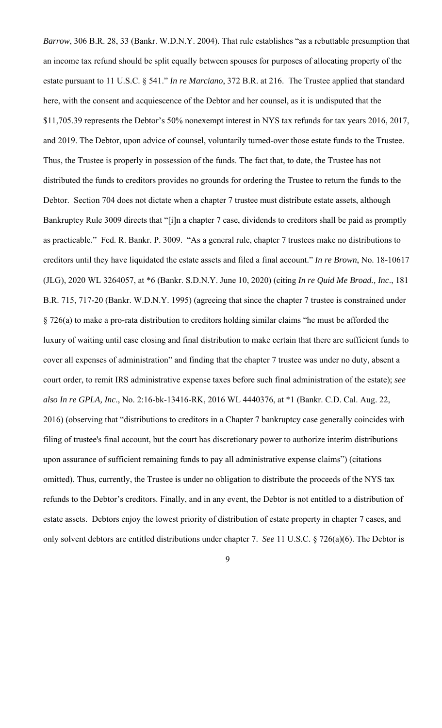*Barrow*, 306 B.R. 28, 33 (Bankr. W.D.N.Y. 2004). That rule establishes "as a rebuttable presumption that an income tax refund should be split equally between spouses for purposes of allocating property of the estate pursuant to 11 U.S.C. § 541." *In re Marciano*, 372 B.R. at 216. The Trustee applied that standard here, with the consent and acquiescence of the Debtor and her counsel, as it is undisputed that the $11,705.39 represents the Debtor's 50% nonexempt interest in NYS tax refunds for tax years 2016, 2017, and 2019. The Debtor, upon advice of counsel, voluntarily turned-over those estate funds to the Trustee. Thus, the Trustee is properly in possession of the funds. The fact that, to date, the Trustee has not distributed the funds to creditors provides no grounds for ordering the Trustee to return the funds to the Debtor. Section 704 does not dictate when a chapter 7 trustee must distribute estate assets, although Bankruptcy Rule 3009 directs that "[i]n a chapter 7 case, dividends to creditors shall be paid as promptly as practicable." Fed. R. Bankr. P. 3009. "As a general rule, chapter 7 trustees make no distributions to creditors until they have liquidated the estate assets and filed a final account." *In re Brown*, No. 18-10617 (JLG), 2020 WL 3264057, at *6 (Bankr. S.D.N.Y. June 10, 2020) (citing *In re Quid Me Broad., Inc*., 181 B.R. 715, 717-20 (Bankr. W.D.N.Y. 1995) (agreeing that since the chapter 7 trustee is constrained under § 726(a) to make a pro-rata distribution to creditors holding similar claims "he must be afforded the luxury of waiting until case closing and final distribution to make certain that there are sufficient funds to cover all expenses of administration" and finding that the chapter 7 trustee was under no duty, absent a court order, to remit IRS administrative expense taxes before such final administration of the estate); *see also In re GPLA, Inc*., No. 2:16-bk-13416-RK, 2016 WL 4440376, at *1 (Bankr. C.D. Cal. Aug. 22, 2016) (observing that "distributions to creditors in a Chapter 7 bankruptcy case generally coincides with filing of trustee's final account, but the court has discretionary power to authorize interim distributions upon assurance of sufficient remaining funds to pay all administrative expense claims") (citations omitted). Thus, currently, the Trustee is under no obligation to distribute the proceeds of the NYS tax refunds to the Debtor's creditors. Finally, and in any event, the Debtor is not entitled to a distribution of estate assets. Debtors enjoy the lowest priority of distribution of estate property in chapter 7 cases, and only solvent debtors are entitled distributions under chapter 7. *See* 11 U.S.C. § 726(a)(6). The Debtor is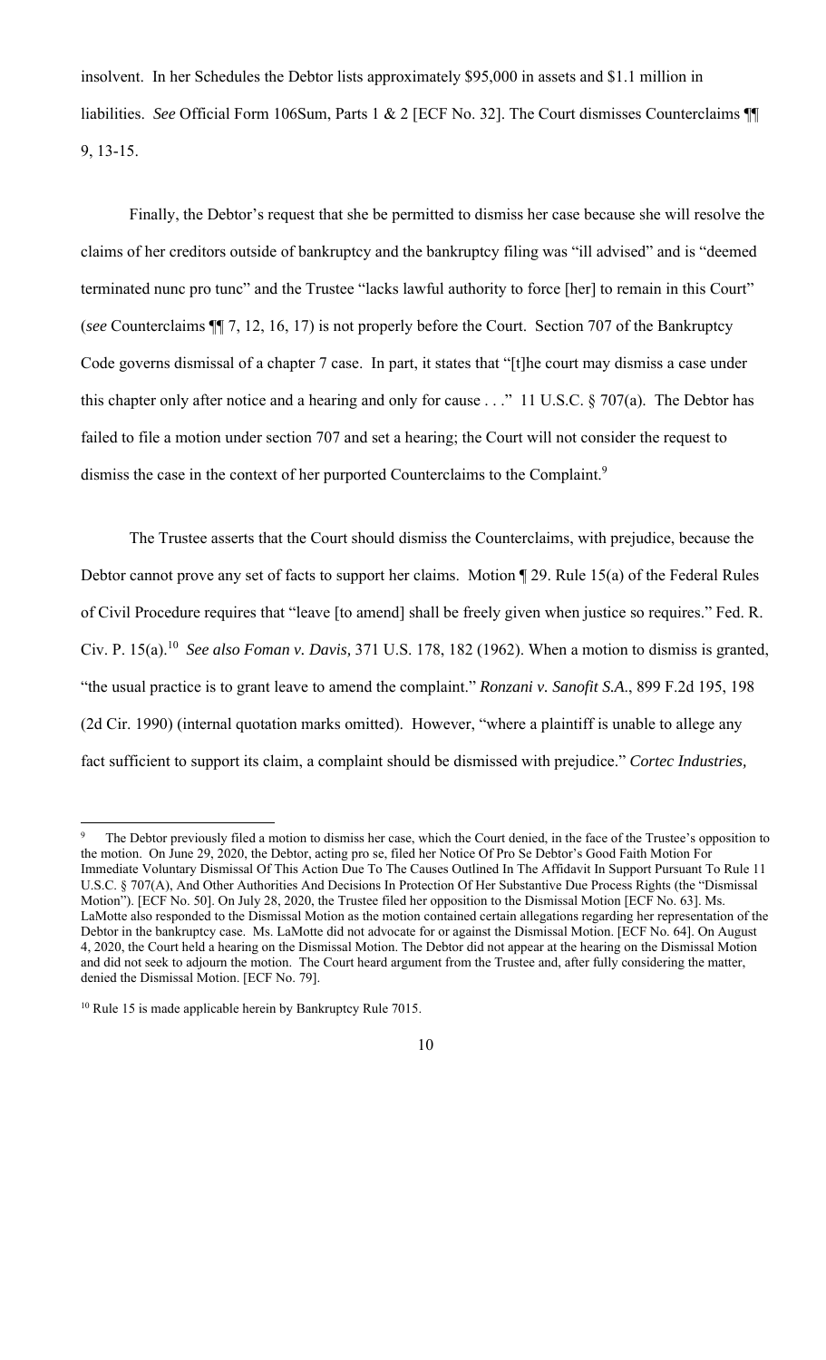insolvent. In her Schedules the Debtor lists approximately $95,000 in assets and $1.1 million in liabilities. *See* Official Form 106Sum, Parts 1 & 2 [ECF No. 32]. The Court dismisses Counterclaims ¶¶ 9, 13-15.

Finally, the Debtor's request that she be permitted to dismiss her case because she will resolve the claims of her creditors outside of bankruptcy and the bankruptcy filing was "ill advised" and is "deemed terminated nunc pro tunc" and the Trustee "lacks lawful authority to force [her] to remain in this Court" (*see* Counterclaims ¶¶ 7, 12, 16, 17) is not properly before the Court. Section 707 of the Bankruptcy Code governs dismissal of a chapter 7 case. In part, it states that "[t]he court may dismiss a case under this chapter only after notice and a hearing and only for cause . . ." 11 U.S.C. § 707(a). The Debtor has failed to file a motion under section 707 and set a hearing; the Court will not consider the request to dismiss the case in the context of her purported Counterclaims to the Complaint.[9]

The Trustee asserts that the Court should dismiss the Counterclaims, with prejudice, because the Debtor cannot prove any set of facts to support her claims. Motion ¶ 29. Rule 15(a) of the Federal Rules of Civil Procedure requires that "leave [to amend] shall be freely given when justice so requires." Fed. R. Civ. P. 15(a).[10] *See also Foman v. Davis,* 371 U.S. 178, 182 (1962). When a motion to dismiss is granted, "the usual practice is to grant leave to amend the complaint." *Ronzani v. Sanofit S.A.*, 899 F.2d 195, 198 (2d Cir. 1990) (internal quotation marks omitted). However, "where a plaintiff is unable to allege any fact sufficient to support its claim, a complaint should be dismissed with prejudice." *Cortec Industries,*

---

[9] The Debtor previously filed a motion to dismiss her case, which the Court denied, in the face of the Trustee's opposition to the motion. On June 29, 2020, the Debtor, acting pro se, filed her Notice Of Pro Se Debtor's Good Faith Motion For Immediate Voluntary Dismissal Of This Action Due To The Causes Outlined In The Affidavit In Support Pursuant To Rule 11 U.S.C. § 707(A), And Other Authorities And Decisions In Protection Of Her Substantive Due Process Rights (the "Dismissal Motion"). [ECF No. 50]. On July 28, 2020, the Trustee filed her opposition to the Dismissal Motion [ECF No. 63]. Ms. LaMotte also responded to the Dismissal Motion as the motion contained certain allegations regarding her representation of the Debtor in the bankruptcy case. Ms. LaMotte did not advocate for or against the Dismissal Motion. [ECF No. 64]. On August 4, 2020, the Court held a hearing on the Dismissal Motion. The Debtor did not appear at the hearing on the Dismissal Motion and did not seek to adjourn the motion. The Court heard argument from the Trustee and, after fully considering the matter, denied the Dismissal Motion. [ECF No. 79].

[10] Rule 15 is made applicable herein by Bankruptcy Rule 7015.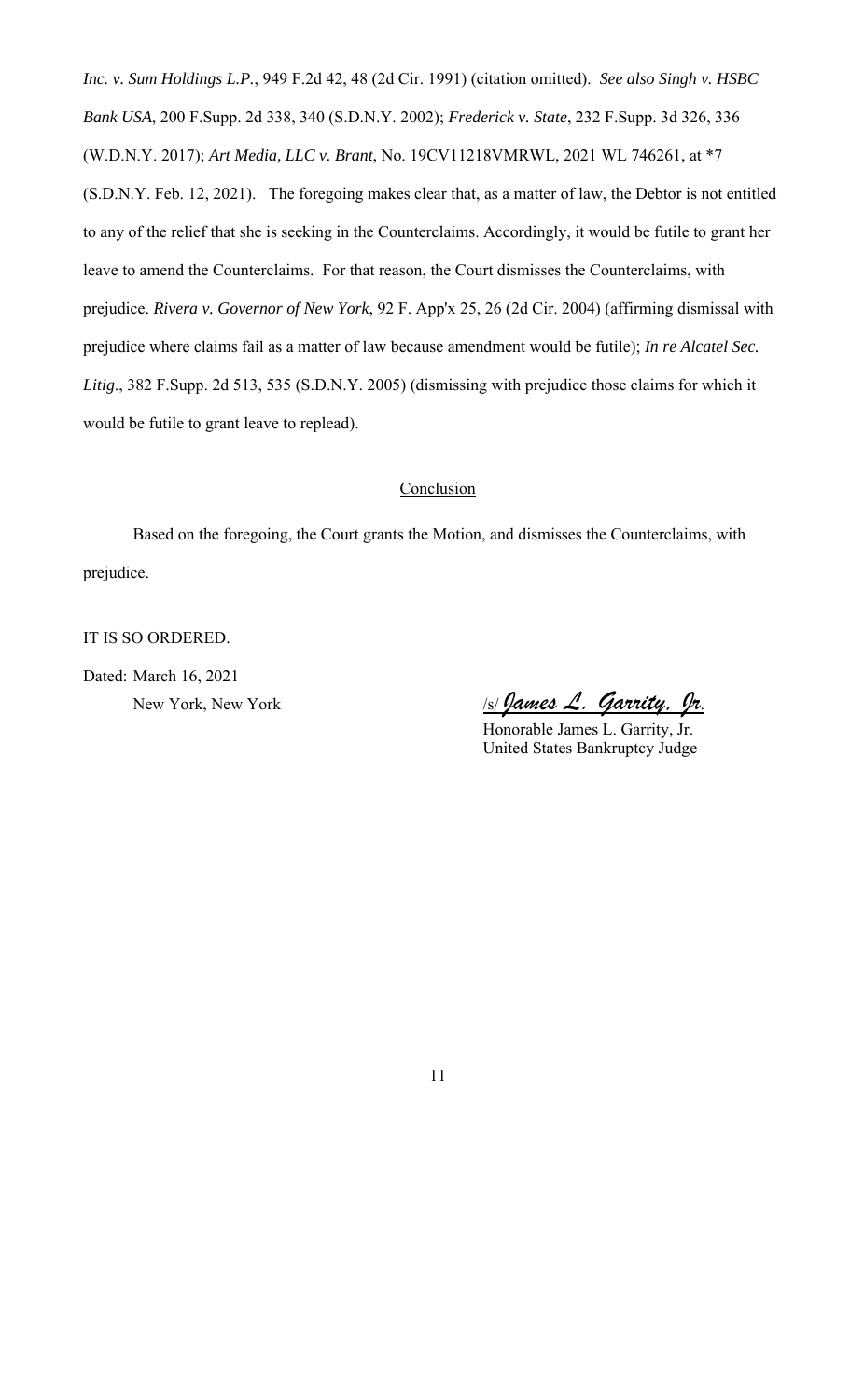*Inc. v. Sum Holdings L.P.*, 949 F.2d 42, 48 (2d Cir. 1991) (citation omitted). *See also Singh v. HSBC Bank USA*, 200 F.Supp. 2d 338, 340 (S.D.N.Y. 2002); *Frederick v. State*, 232 F.Supp. 3d 326, 336 (W.D.N.Y. 2017); *Art Media, LLC v. Brant*, No. 19CV11218VMRWL, 2021 WL 746261, at *7 (S.D.N.Y. Feb. 12, 2021). The foregoing makes clear that, as a matter of law, the Debtor is not entitled to any of the relief that she is seeking in the Counterclaims. Accordingly, it would be futile to grant her leave to amend the Counterclaims. For that reason, the Court dismisses the Counterclaims, with prejudice. *Rivera v. Governor of New York*, 92 F. App'x 25, 26 (2d Cir. 2004) (affirming dismissal with prejudice where claims fail as a matter of law because amendment would be futile); *In re Alcatel Sec. Litig*., 382 F.Supp. 2d 513, 535 (S.D.N.Y. 2005) (dismissing with prejudice those claims for which it would be futile to grant leave to replead).

## Conclusion

Based on the foregoing, the Court grants the Motion, and dismisses the Counterclaims, with prejudice.

IT IS SO ORDERED.

Dated: March 16, 2021
New York, New York

/s/ *James L. Garrity, Jr.*
Honorable James L. Garrity, Jr.
United States Bankruptcy Judge